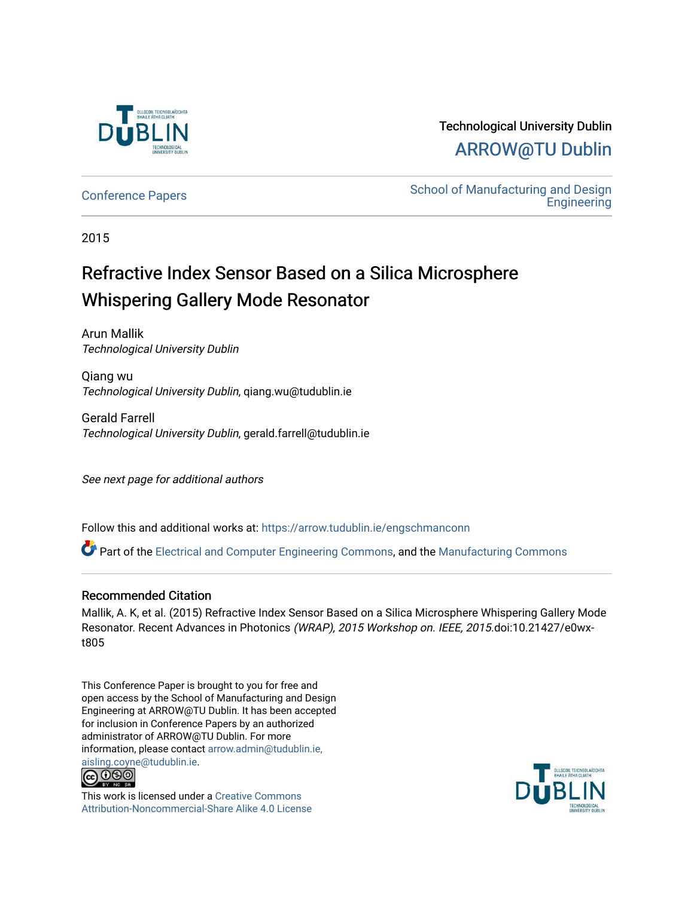Technological University Dublin

ARROW@TU Dublin

Conference Papers

School of Manufacturing and Design Engineering

2015

# Refractive Index Sensor Based on a Silica Microsphere Whispering Gallery Mode Resonator

Arun Mallik
*Technological University Dublin*

Qiang wu
*Technological University Dublin*, qiang.wu@tudublin.ie

Gerald Farrell
*Technological University Dublin*, gerald.farrell@tudublin.ie

*See next page for additional authors*

Follow this and additional works at: https://arrow.tudublin.ie/engschmanconn

Part of the Electrical and Computer Engineering Commons, and the Manufacturing Commons

## Recommended Citation

Mallik, A. K, et al. (2015) Refractive Index Sensor Based on a Silica Microsphere Whispering Gallery Mode Resonator. Recent Advances in Photonics *(WRAP), 2015 Workshop on. IEEE, 2015.*doi:10.21427/e0wx-t805

This Conference Paper is brought to you for free and open access by the School of Manufacturing and Design Engineering at ARROW@TU Dublin. It has been accepted for inclusion in Conference Papers by an authorized administrator of ARROW@TU Dublin. For more information, please contact arrow.admin@tudublin.ie, aisling.coyne@tudublin.ie.

This work is licensed under a Creative Commons Attribution-Noncommercial-Share Alike 4.0 License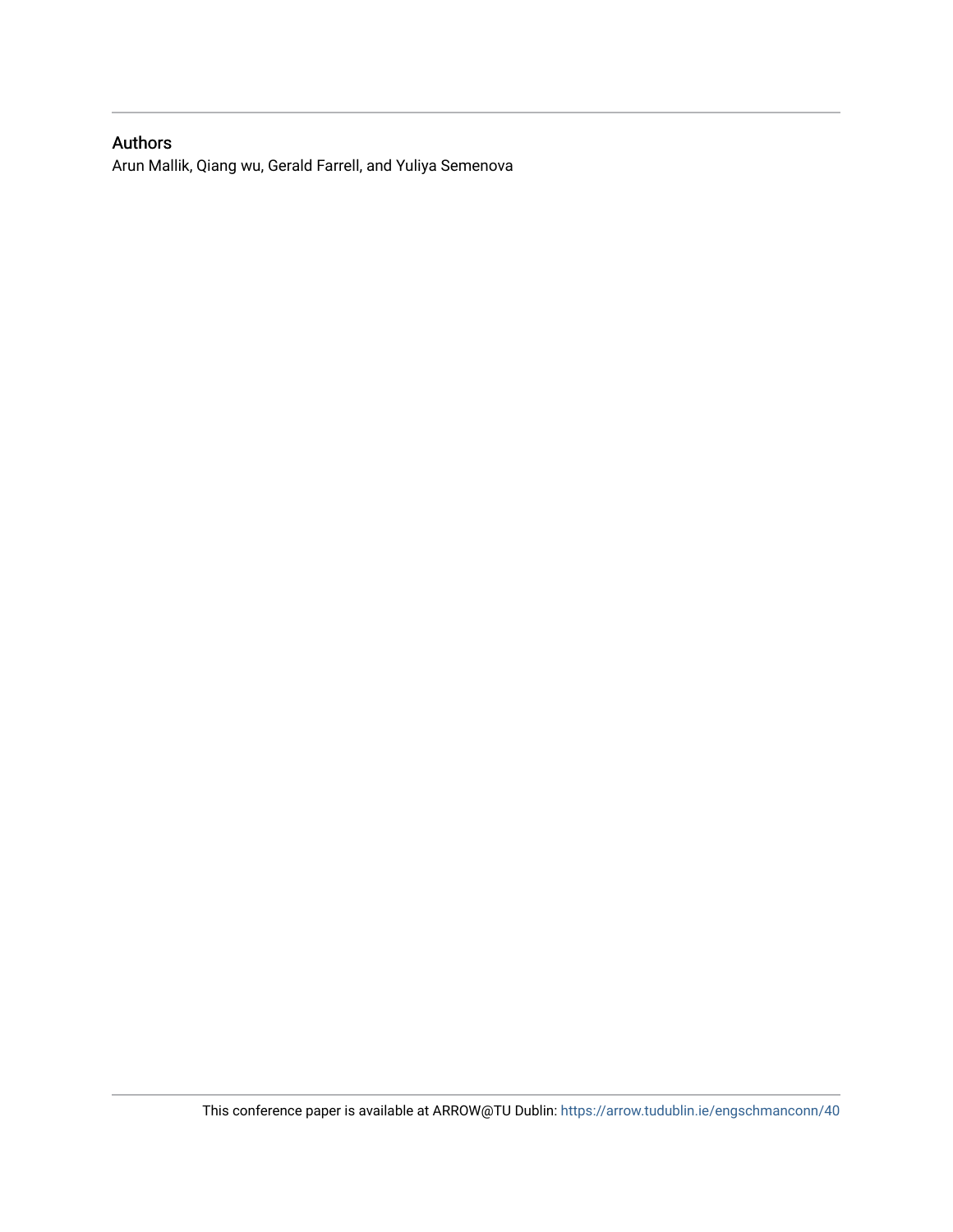## Authors

Arun Mallik, Qiang wu, Gerald Farrell, and Yuliya Semenova

This conference paper is available at ARROW@TU Dublin: https://arrow.tudublin.ie/engschmanconn/40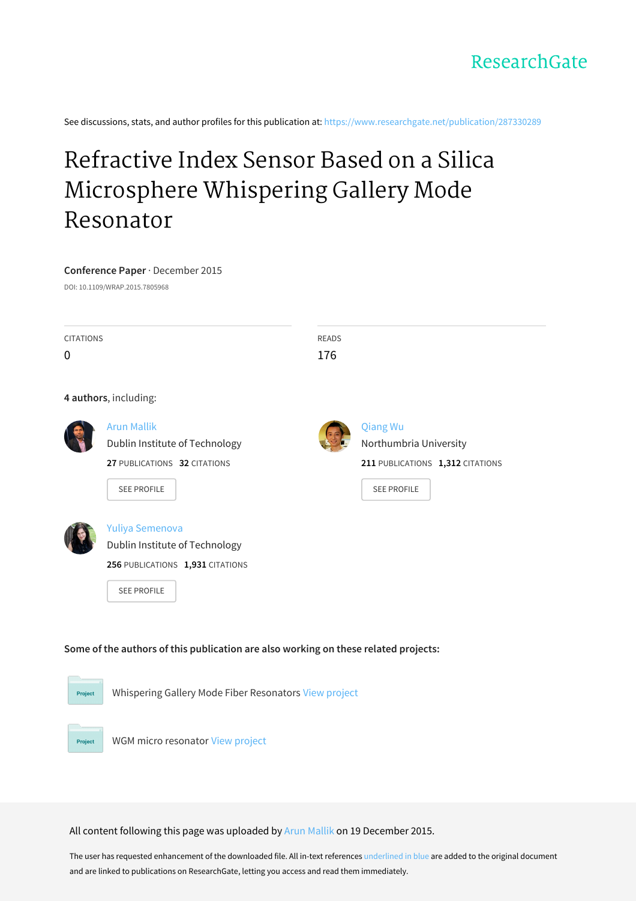See discussions, stats, and author profiles for this publication at: https://www.researchgate.net/publication/287330289

# Refractive Index Sensor Based on a Silica Microsphere Whispering Gallery Mode Resonator

**Conference Paper** · December 2015

DOI: 10.1109/WRAP.2015.7805968

| CITATIONS | READS |
| --- | --- |
| 0 | 176 |

**4 authors**, including:

**Arun Mallik**
Dublin Institute of Technology
**27** PUBLICATIONS **32** CITATIONS
SEE PROFILE

**Qiang Wu**
Northumbria University
**211** PUBLICATIONS **1,312** CITATIONS
SEE PROFILE

**Yuliya Semenova**
Dublin Institute of Technology
**256** PUBLICATIONS **1,931** CITATIONS
SEE PROFILE

**Some of the authors of this publication are also working on these related projects:**

Project: Whispering Gallery Mode Fiber Resonators View project

Project: WGM micro resonator View project

All content following this page was uploaded by Arun Mallik on 19 December 2015.

The user has requested enhancement of the downloaded file. All in-text references underlined in blue are added to the original document and are linked to publications on ResearchGate, letting you access and read them immediately.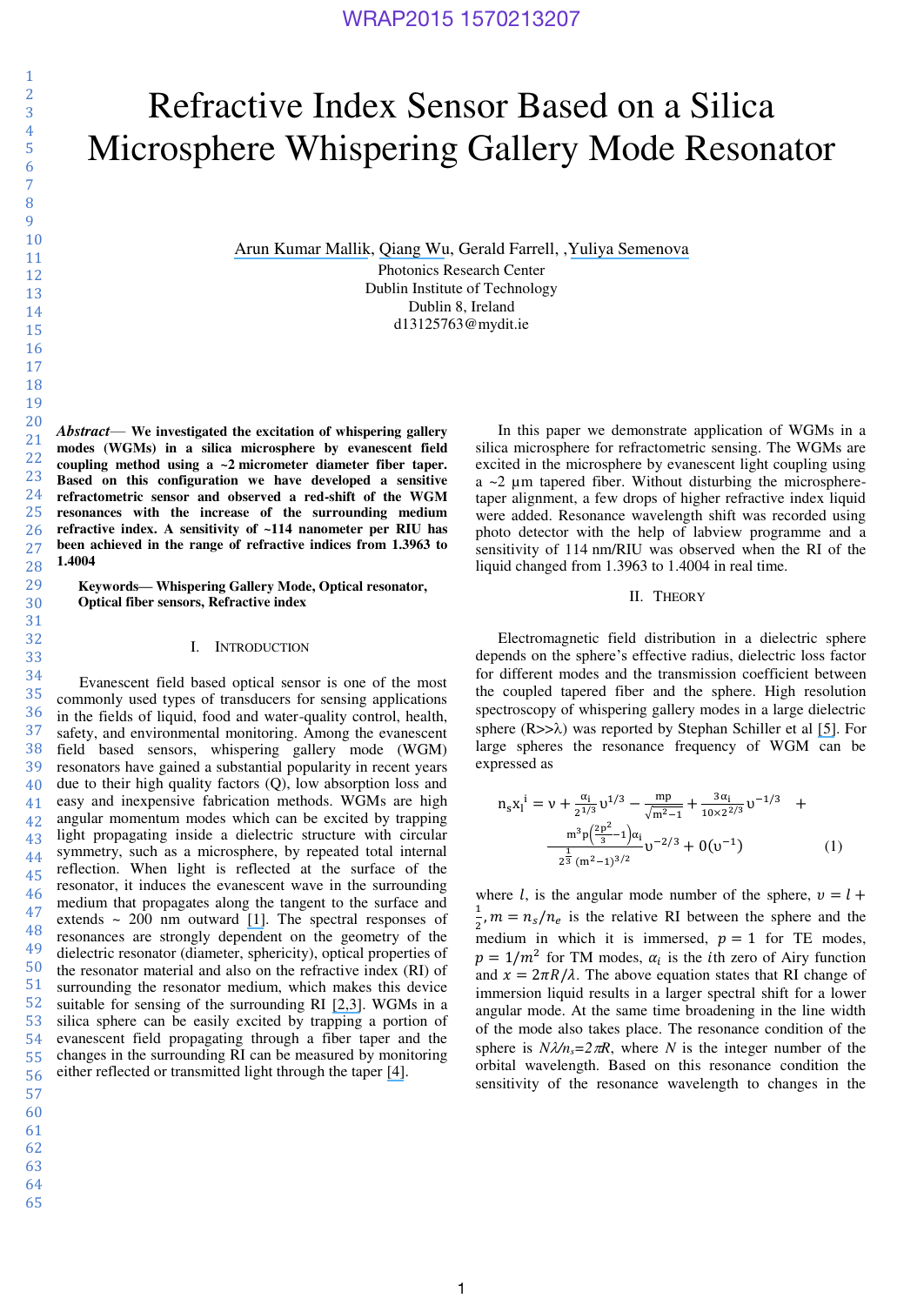# Refractive Index Sensor Based on a Silica Microsphere Whispering Gallery Mode Resonator

Arun Kumar Mallik, Qiang Wu, Gerald Farrell, ,Yuliya Semenova

Photonics Research Center
Dublin Institute of Technology
Dublin 8, Ireland
d13125763@mydit.ie

***Abstract*— We investigated the excitation of whispering gallery modes (WGMs) in a silica microsphere by evanescent field coupling method using a ~2 micrometer diameter fiber taper. Based on this configuration we have developed a sensitive refractometric sensor and observed a red-shift of the WGM resonances with the increase of the surrounding medium refractive index. A sensitivity of ~114 nanometer per RIU has been achieved in the range of refractive indices from 1.3963 to 1.4004**

**Keywords— Whispering Gallery Mode, Optical resonator, Optical fiber sensors, Refractive index**

## I. Introduction

Evanescent field based optical sensor is one of the most commonly used types of transducers for sensing applications in the fields of liquid, food and water-quality control, health, safety, and environmental monitoring. Among the evanescent field based sensors, whispering gallery mode (WGM) resonators have gained a substantial popularity in recent years due to their high quality factors (Q), low absorption loss and easy and inexpensive fabrication methods. WGMs are high angular momentum modes which can be excited by trapping light propagating inside a dielectric structure with circular symmetry, such as a microsphere, by repeated total internal reflection. When light is reflected at the surface of the resonator, it induces the evanescent wave in the surrounding medium that propagates along the tangent to the surface and extends ~ 200 nm outward [1]. The spectral responses of resonances are strongly dependent on the geometry of the dielectric resonator (diameter, sphericity), optical properties of the resonator material and also on the refractive index (RI) of surrounding the resonator medium, which makes this device suitable for sensing of the surrounding RI [2,3]. WGMs in a silica sphere can be easily excited by trapping a portion of evanescent field propagating through a fiber taper and the changes in the surrounding RI can be measured by monitoring either reflected or transmitted light through the taper [4].

In this paper we demonstrate application of WGMs in a silica microsphere for refractometric sensing. The WGMs are excited in the microsphere by evanescent light coupling using a ~2 μm tapered fiber. Without disturbing the microsphere-taper alignment, a few drops of higher refractive index liquid were added. Resonance wavelength shift was recorded using photo detector with the help of labview programme and a sensitivity of 114 nm/RIU was observed when the RI of the liquid changed from 1.3963 to 1.4004 in real time.

## II. Theory

Electromagnetic field distribution in a dielectric sphere depends on the sphere's effective radius, dielectric loss factor for different modes and the transmission coefficient between the coupled tapered fiber and the sphere. High resolution spectroscopy of whispering gallery modes in a large dielectric sphere (R>>λ) was reported by Stephan Schiller et al [5]. For large spheres the resonance frequency of WGM can be expressed as

$$n_s x_l^i = \upsilon + \frac{\alpha_i}{2^{1/3}}\upsilon^{1/3} - \frac{mp}{\sqrt{m^2-1}} + \frac{3\alpha_i}{10\times 2^{2/3}}\upsilon^{-1/3} + \frac{m^3 p\left(\frac{2p^2}{3}-1\right)\alpha_i}{2^{\frac{1}{3}}(m^2-1)^{3/2}}\upsilon^{-2/3} + 0(\upsilon^{-1}) \quad (1)$$

where $l$, is the angular mode number of the sphere, $\upsilon = l + \frac{1}{2}$, $m = n_s/n_e$ is the relative RI between the sphere and the medium in which it is immersed, $p = 1$ for TE modes, $p = 1/m^2$ for TM modes, $\alpha_i$ is the $i$th zero of Airy function and $x = 2\pi R/\lambda$. The above equation states that RI change of immersion liquid results in a larger spectral shift for a lower angular mode. At the same time broadening in the line width of the mode also takes place. The resonance condition of the sphere is $N\lambda/n_s = 2\pi R$, where $N$ is the integer number of the orbital wavelength. Based on this resonance condition the sensitivity of the resonance wavelength to changes in the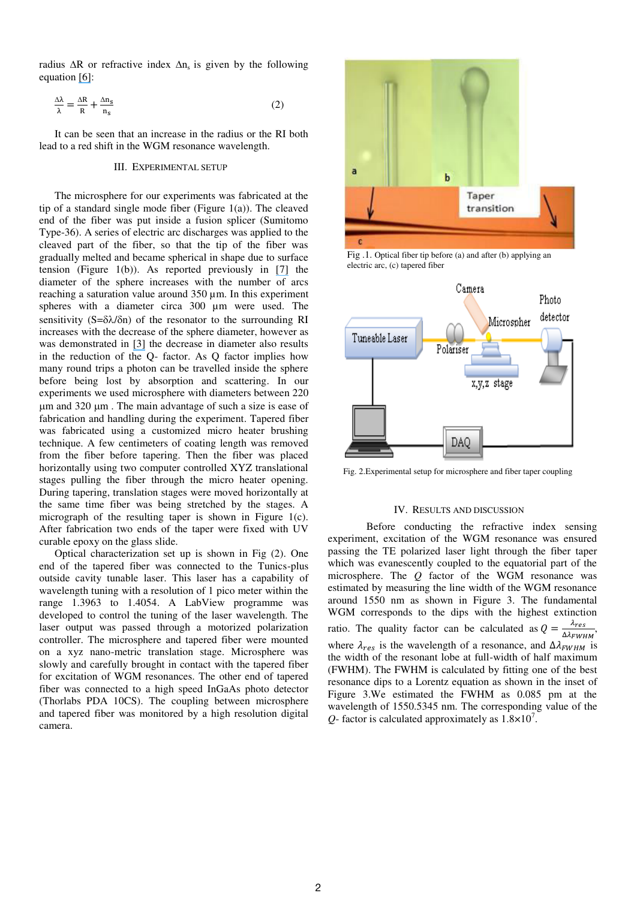radius ΔR or refractive index $\Delta n_s$ is given by the following equation [6]:

$$\frac{\Delta\lambda}{\lambda} = \frac{\Delta R}{R} + \frac{\Delta n_s}{n_s} \tag{2}$$

It can be seen that an increase in the radius or the RI both lead to a red shift in the WGM resonance wavelength.

## III. Experimental Setup

The microsphere for our experiments was fabricated at the tip of a standard single mode fiber (Figure 1(a)). The cleaved end of the fiber was put inside a fusion splicer (Sumitomo Type-36). A series of electric arc discharges was applied to the cleaved part of the fiber, so that the tip of the fiber was gradually melted and became spherical in shape due to surface tension (Figure 1(b)). As reported previously in [7] the diameter of the sphere increases with the number of arcs reaching a saturation value around 350 µm. In this experiment spheres with a diameter circa 300 µm were used. The sensitivity ($S=\delta\lambda/\delta n$) of the resonator to the surrounding RI increases with the decrease of the sphere diameter, however as was demonstrated in [3] the decrease in diameter also results in the reduction of the Q- factor. As Q factor implies how many round trips a photon can be travelled inside the sphere before being lost by absorption and scattering. In our experiments we used microsphere with diameters between 220 µm and 320 µm . The main advantage of such a size is ease of fabrication and handling during the experiment. Tapered fiber was fabricated using a customized micro heater brushing technique. A few centimeters of coating length was removed from the fiber before tapering. Then the fiber was placed horizontally using two computer controlled XYZ translational stages pulling the fiber through the micro heater opening. During tapering, translation stages were moved horizontally at the same time fiber was being stretched by the stages. A micrograph of the resulting taper is shown in Figure 1(c). After fabrication two ends of the taper were fixed with UV curable epoxy on the glass slide.

Optical characterization set up is shown in Fig (2). One end of the tapered fiber was connected to the Tunics-plus outside cavity tunable laser. This laser has a capability of wavelength tuning with a resolution of 1 pico meter within the range 1.3963 to 1.4054. A LabView programme was developed to control the tuning of the laser wavelength. The laser output was passed through a motorized polarization controller. The microsphere and tapered fiber were mounted on a xyz nano-metric translation stage. Microsphere was slowly and carefully brought in contact with the tapered fiber for excitation of WGM resonances. The other end of tapered fiber was connected to a high speed InGaAs photo detector (Thorlabs PDA 10CS). The coupling between microsphere and tapered fiber was monitored by a high resolution digital camera.

Fig .1. Optical fiber tip before (a) and after (b) applying an electric arc, (c) tapered fiber

Fig. 2.Experimental setup for microsphere and fiber taper coupling

## IV. Results and Discussion

Before conducting the refractive index sensing experiment, excitation of the WGM resonance was ensured passing the TE polarized laser light through the fiber taper which was evanescently coupled to the equatorial part of the microsphere. The $Q$ factor of the WGM resonance was estimated by measuring the line width of the WGM resonance around 1550 nm as shown in Figure 3. The fundamental WGM corresponds to the dips with the highest extinction ratio. The quality factor can be calculated as $Q = \frac{\lambda_{res}}{\Delta\lambda_{FWHM}}$, where $\lambda_{res}$ is the wavelength of a resonance, and $\Delta\lambda_{FWHM}$ is the width of the resonant lobe at full-width of half maximum (FWHM). The FWHM is calculated by fitting one of the best resonance dips to a Lorentz equation as shown in the inset of Figure 3.We estimated the FWHM as 0.085 pm at the wavelength of 1550.5345 nm. The corresponding value of the $Q$- factor is calculated approximately as $1.8\times10^7$.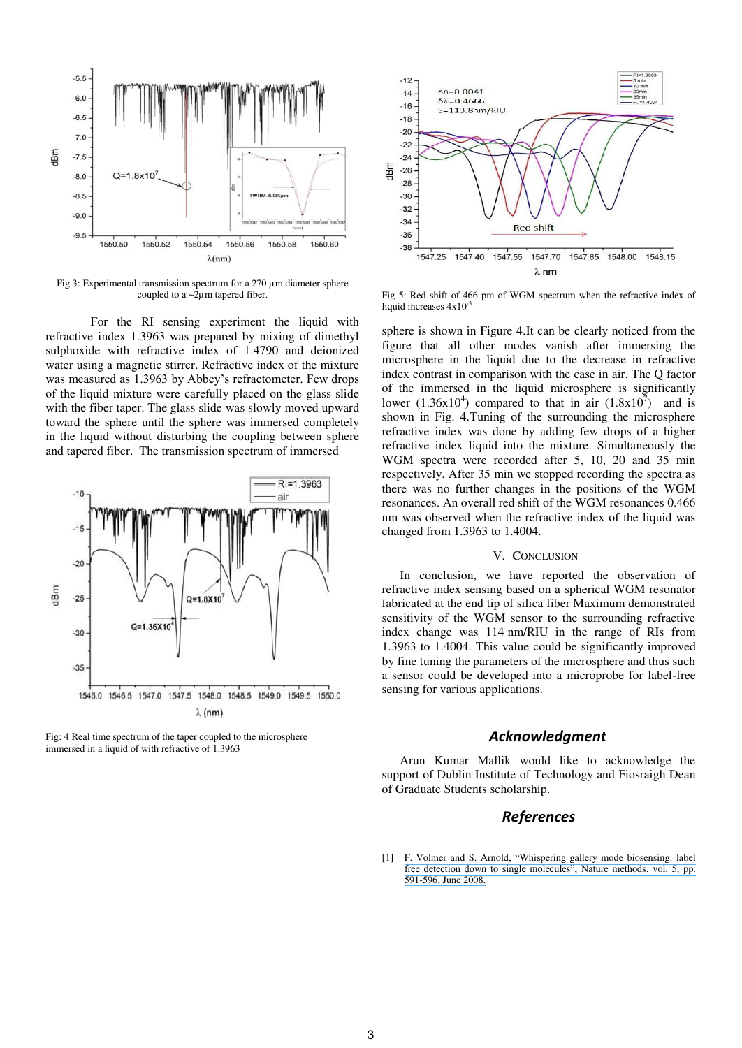Fig 3: Experimental transmission spectrum for a 270 µm diameter sphere coupled to a ~2µm tapered fiber.

For the RI sensing experiment the liquid with refractive index 1.3963 was prepared by mixing of dimethyl sulphoxide with refractive index of 1.4790 and deionized water using a magnetic stirrer. Refractive index of the mixture was measured as 1.3963 by Abbey's refractometer. Few drops of the liquid mixture were carefully placed on the glass slide with the fiber taper. The glass slide was slowly moved upward toward the sphere until the sphere was immersed completely in the liquid without disturbing the coupling between sphere and tapered fiber. The transmission spectrum of immersed

Fig: 4 Real time spectrum of the taper coupled to the microsphere immersed in a liquid of with refractive of 1.3963

Fig 5: Red shift of 466 pm of WGM spectrum when the refractive index of liquid increases $4x10^{-3}$

sphere is shown in Figure 4.It can be clearly noticed from the figure that all other modes vanish after immersing the microsphere in the liquid due to the decrease in refractive index contrast in comparison with the case in air. The Q factor of the immersed in the liquid microsphere is significantly lower ($1.36x10^4$) compared to that in air ($1.8x10^7$) and is shown in Fig. 4.Tuning of the surrounding the microsphere refractive index was done by adding few drops of a higher refractive index liquid into the mixture. Simultaneously the WGM spectra were recorded after 5, 10, 20 and 35 min respectively. After 35 min we stopped recording the spectra as there was no further changes in the positions of the WGM resonances. An overall red shift of the WGM resonances 0.466 nm was observed when the refractive index of the liquid was changed from 1.3963 to 1.4004.

## V. Conclusion

In conclusion, we have reported the observation of refractive index sensing based on a spherical WGM resonator fabricated at the end tip of silica fiber Maximum demonstrated sensitivity of the WGM sensor to the surrounding refractive index change was 114 nm/RIU in the range of RIs from 1.3963 to 1.4004. This value could be significantly improved by fine tuning the parameters of the microsphere and thus such a sensor could be developed into a microprobe for label-free sensing for various applications.

## *Acknowledgment*

Arun Kumar Mallik would like to acknowledge the support of Dublin Institute of Technology and Fiosraigh Dean of Graduate Students scholarship.

## *References*

[1] F. Volmer and S. Arnold, "Whispering gallery mode biosensing: label free detection down to single molecules", Nature methods, vol. 5, pp. 591-596, June 2008.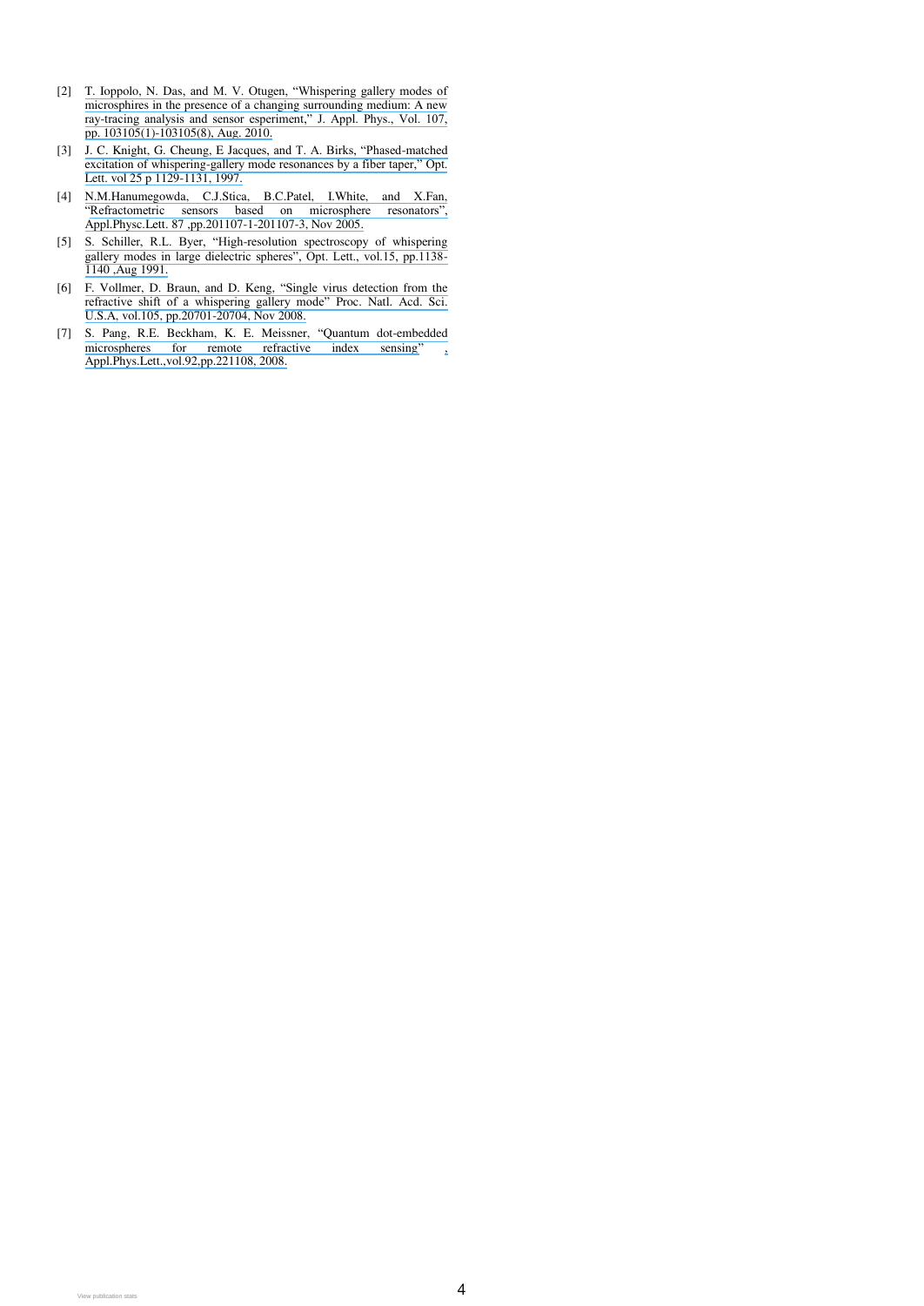[2] T. Ioppolo, N. Das, and M. V. Otugen, "Whispering gallery modes of microsphires in the presence of a changing surrounding medium: A new ray-tracing analysis and sensor esperiment," J. Appl. Phys., Vol. 107, pp. 103105(1)-103105(8), Aug. 2010.

[3] J. C. Knight, G. Cheung, E Jacques, and T. A. Birks, "Phased-matched excitation of whispering-gallery mode resonances by a fiber taper," Opt. Lett. vol 25 p 1129-1131, 1997.

[4] N.M.Hanumegowda, C.J.Stica, B.C.Patel, I.White, and X.Fan, "Refractometric sensors based on microsphere resonators", Appl.Physc.Lett. 87 ,pp.201107-1-201107-3, Nov 2005.

[5] S. Schiller, R.L. Byer, "High-resolution spectroscopy of whispering gallery modes in large dielectric spheres", Opt. Lett., vol.15, pp.1138-1140 ,Aug 1991.

[6] F. Vollmer, D. Braun, and D. Keng, "Single virus detection from the refractive shift of a whispering gallery mode" Proc. Natl. Acd. Sci. U.S.A, vol.105, pp.20701-20704, Nov 2008.

[7] S. Pang, R.E. Beckham, K. E. Meissner, "Quantum dot-embedded microspheres for remote refractive index sensing" , Appl.Phys.Lett.,vol.92,pp.221108, 2008.